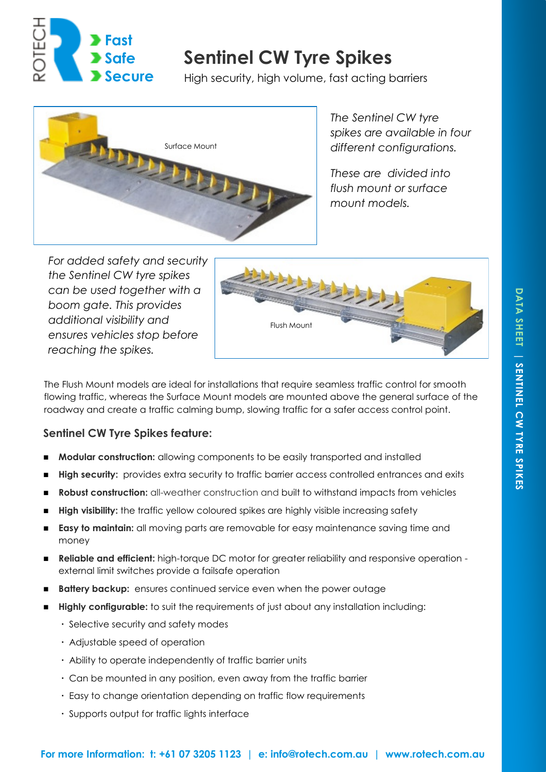# Sentinel CW Tyre Spikes

High security, high volume, fast acting barriers

Surface Mount

*The Sentinel CW tyre spikes are available in four different configurations.*

*These are divided into flush mount or surface mount models.*

*For added safety and security the Sentinel CW tyre spikes can be used together with a boom gate. This provides additional visibility and ensures vehicles stop before reaching the spikes.*

Flush Mount

The Flush Mount models are ideal for installations that require seamless traffic control for smooth flowing traffic, whereas the Surface Mount models are mounted above the general surface of the roadway and create a traffic calming bump, slowing traffic for a safer access control point.

### Sentinel CW Tyre Spikes feature:

- **Modular construction:** allowing components to be easily transported and installed
- **High security:** provides extra security to traffic barrier access controlled entrances and exits
- **Robust construction:** all-weather construction and built to withstand impacts from vehicles
- **High visibility:** the traffic yellow coloured spikes are highly visible increasing safety
- **Easy to maintain:** all moving parts are removable for easy maintenance saving time and money
- **Reliable and efficient:** high-torque DC motor for greater reliability and responsive operation - external limit switches provide a failsafe operation
- **Battery backup:** ensures continued service even when the power outage
- **Highly configurable:** to suit the requirements of just about any installation including:
  - Selective security and safety modes
  - Adjustable speed of operation
  - Ability to operate independently of traffic barrier units
  - Can be mounted in any position, even away from the traffic barrier
  - Easy to change orientation depending on traffic flow requirements
  - Supports output for traffic lights interface

**For more Information: t: +61 07 3205 1123 | e: info@rotech.com.au | www.rotech.com.au**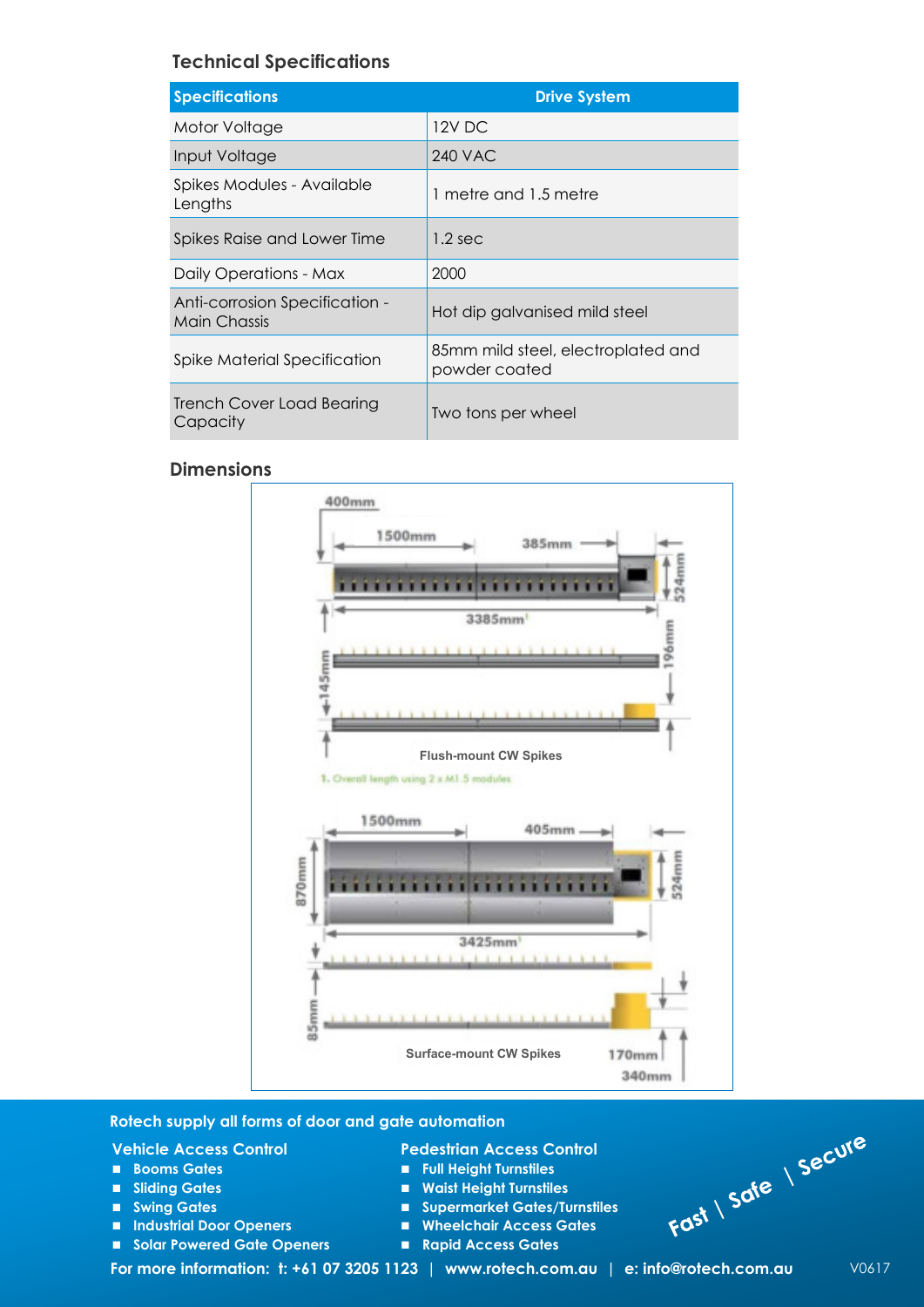## Technical Specifications

| Specifications | Drive System |
|---|---|
| Motor Voltage | 12V DC |
| Input Voltage | 240 VAC |
| Spikes Modules - Available Lengths | 1 metre and 1.5 metre |
| Spikes Raise and Lower Time | 1.2 sec |
| Daily Operations - Max | 2000 |
| Anti-corrosion Specification - Main Chassis | Hot dip galvanised mild steel |
| Spike Material Specification | 85mm mild steel, electroplated and powder coated |
| Trench Cover Load Bearing Capacity | Two tons per wheel |

## Dimensions

400mm
1500mm
385mm
524mm
3385mm[1]
196mm
145mm
Flush-mount CW Spikes
1. Overall length using 2 x M1.5 modules

1500mm
405mm
870mm
524mm
3425mm[1]
85mm
Surface-mount CW Spikes
170mm
340mm

**Rotech supply all forms of door and gate automation**

**Vehicle Access Control**

- Booms Gates
- Sliding Gates
- Swing Gates
- Industrial Door Openers
- Solar Powered Gate Openers

**Pedestrian Access Control**

- Full Height Turnstiles
- Waist Height Turnstiles
- Supermarket Gates/Turnstiles
- Wheelchair Access Gates
- Rapid Access Gates

Fast | Safe | Secure

For more information: t: +61 07 3205 1123 | www.rotech.com.au | e: info@rotech.com.au

V0617